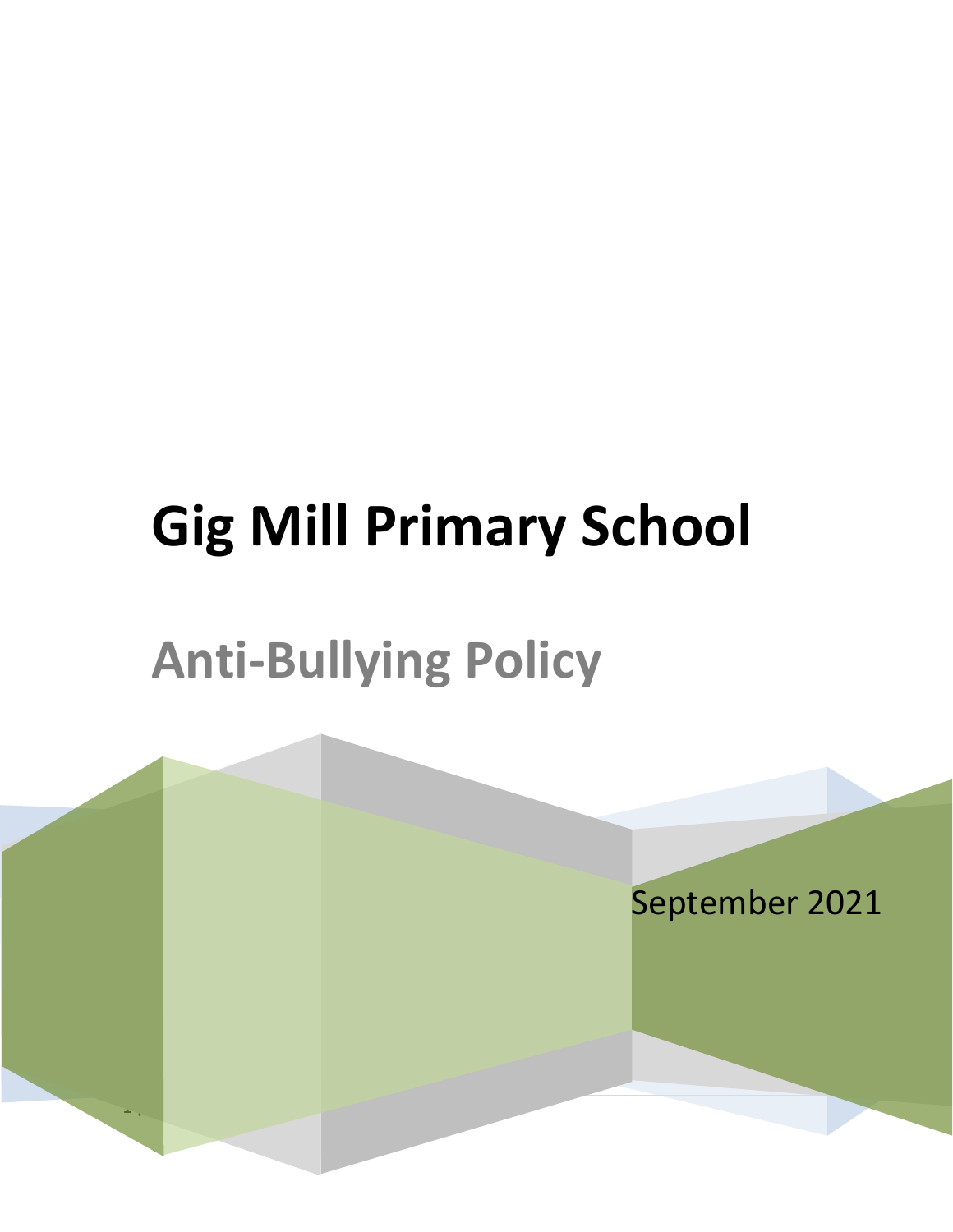# Gig Mill Primary School

## Anti-Bullying Policy

September 2021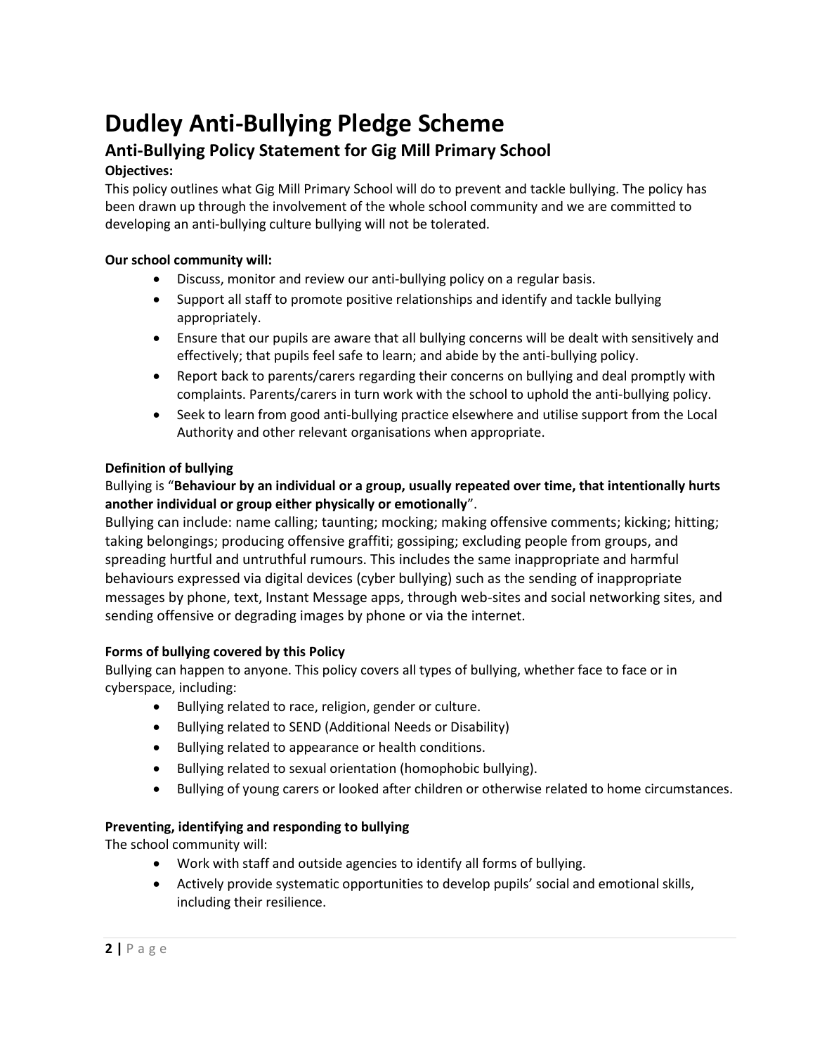# Dudley Anti-Bullying Pledge Scheme

## Anti-Bullying Policy Statement for Gig Mill Primary School

**Objectives:**

This policy outlines what Gig Mill Primary School will do to prevent and tackle bullying. The policy has been drawn up through the involvement of the whole school community and we are committed to developing an anti-bullying culture bullying will not be tolerated.

**Our school community will:**

- Discuss, monitor and review our anti-bullying policy on a regular basis.
- Support all staff to promote positive relationships and identify and tackle bullying appropriately.
- Ensure that our pupils are aware that all bullying concerns will be dealt with sensitively and effectively; that pupils feel safe to learn; and abide by the anti-bullying policy.
- Report back to parents/carers regarding their concerns on bullying and deal promptly with complaints. Parents/carers in turn work with the school to uphold the anti-bullying policy.
- Seek to learn from good anti-bullying practice elsewhere and utilise support from the Local Authority and other relevant organisations when appropriate.

**Definition of bullying**

Bullying is "**Behaviour by an individual or a group, usually repeated over time, that intentionally hurts another individual or group either physically or emotionally**".

Bullying can include: name calling; taunting; mocking; making offensive comments; kicking; hitting; taking belongings; producing offensive graffiti; gossiping; excluding people from groups, and spreading hurtful and untruthful rumours. This includes the same inappropriate and harmful behaviours expressed via digital devices (cyber bullying) such as the sending of inappropriate messages by phone, text, Instant Message apps, through web-sites and social networking sites, and sending offensive or degrading images by phone or via the internet.

**Forms of bullying covered by this Policy**

Bullying can happen to anyone. This policy covers all types of bullying, whether face to face or in cyberspace, including:

- Bullying related to race, religion, gender or culture.
- Bullying related to SEND (Additional Needs or Disability)
- Bullying related to appearance or health conditions.
- Bullying related to sexual orientation (homophobic bullying).
- Bullying of young carers or looked after children or otherwise related to home circumstances.

**Preventing, identifying and responding to bullying**

The school community will:

- Work with staff and outside agencies to identify all forms of bullying.
- Actively provide systematic opportunities to develop pupils' social and emotional skills, including their resilience.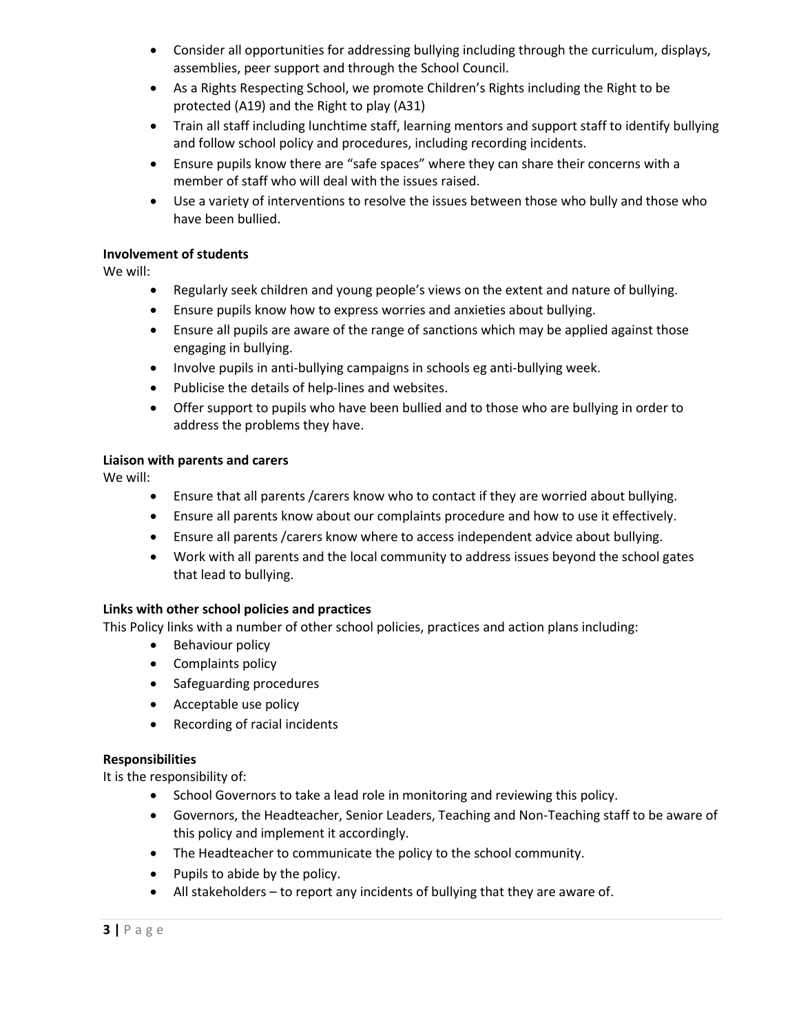- Consider all opportunities for addressing bullying including through the curriculum, displays, assemblies, peer support and through the School Council.
- As a Rights Respecting School, we promote Children's Rights including the Right to be protected (A19) and the Right to play (A31)
- Train all staff including lunchtime staff, learning mentors and support staff to identify bullying and follow school policy and procedures, including recording incidents.
- Ensure pupils know there are "safe spaces" where they can share their concerns with a member of staff who will deal with the issues raised.
- Use a variety of interventions to resolve the issues between those who bully and those who have been bullied.

**Involvement of students**

We will:

- Regularly seek children and young people's views on the extent and nature of bullying.
- Ensure pupils know how to express worries and anxieties about bullying.
- Ensure all pupils are aware of the range of sanctions which may be applied against those engaging in bullying.
- Involve pupils in anti-bullying campaigns in schools eg anti-bullying week.
- Publicise the details of help-lines and websites.
- Offer support to pupils who have been bullied and to those who are bullying in order to address the problems they have.

**Liaison with parents and carers**

We will:

- Ensure that all parents /carers know who to contact if they are worried about bullying.
- Ensure all parents know about our complaints procedure and how to use it effectively.
- Ensure all parents /carers know where to access independent advice about bullying.
- Work with all parents and the local community to address issues beyond the school gates that lead to bullying.

**Links with other school policies and practices**

This Policy links with a number of other school policies, practices and action plans including:

- Behaviour policy
- Complaints policy
- Safeguarding procedures
- Acceptable use policy
- Recording of racial incidents

**Responsibilities**

It is the responsibility of:

- School Governors to take a lead role in monitoring and reviewing this policy.
- Governors, the Headteacher, Senior Leaders, Teaching and Non-Teaching staff to be aware of this policy and implement it accordingly.
- The Headteacher to communicate the policy to the school community.
- Pupils to abide by the policy.
- All stakeholders – to report any incidents of bullying that they are aware of.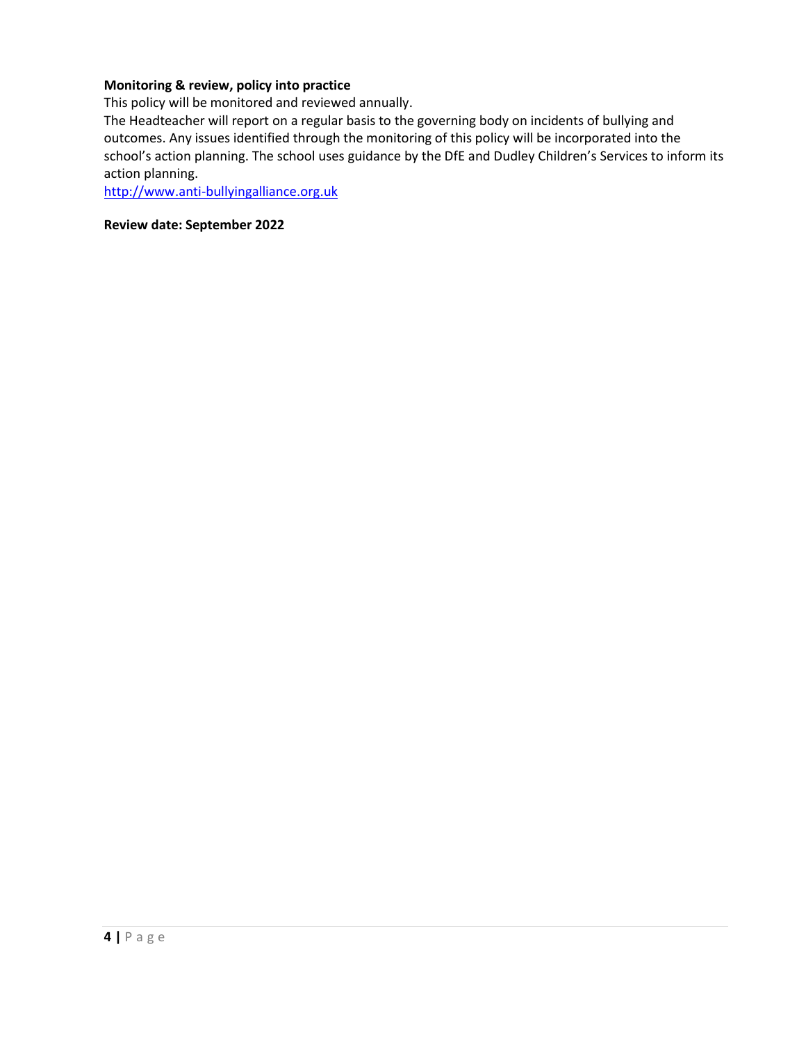**Monitoring & review, policy into practice**

This policy will be monitored and reviewed annually.

The Headteacher will report on a regular basis to the governing body on incidents of bullying and outcomes. Any issues identified through the monitoring of this policy will be incorporated into the school's action planning. The school uses guidance by the DfE and Dudley Children's Services to inform its action planning.

http://www.anti-bullyingalliance.org.uk

**Review date: September 2022**